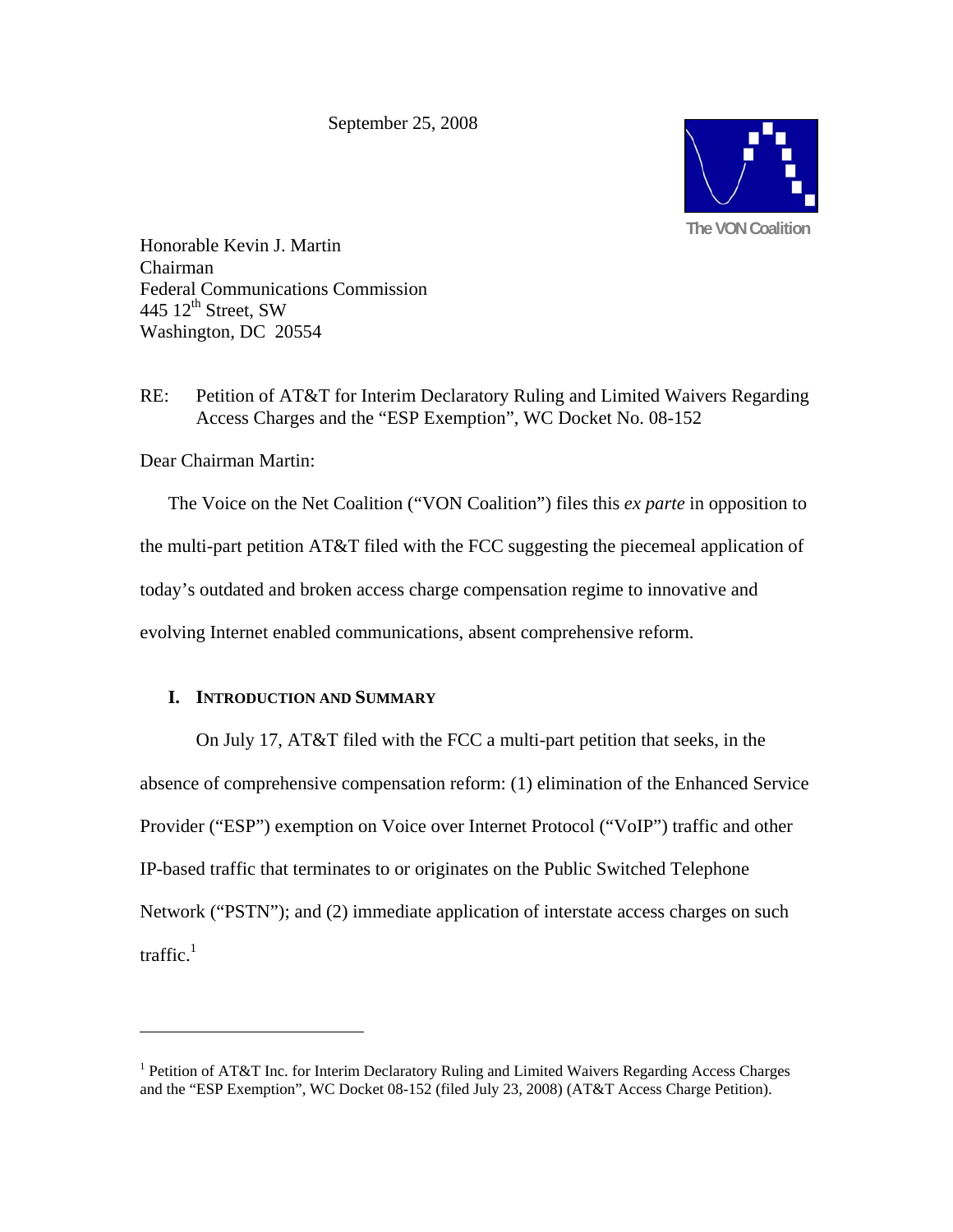September 25, 2008

The VON Coalition

Honorable Kevin J. Martin
Chairman
Federal Communications Commission
445 12th Street, SW
Washington, DC 20554

RE: Petition of AT&T for Interim Declaratory Ruling and Limited Waivers Regarding Access Charges and the "ESP Exemption", WC Docket No. 08-152

Dear Chairman Martin:

The Voice on the Net Coalition ("VON Coalition") files this *ex parte* in opposition to the multi-part petition AT&T filed with the FCC suggesting the piecemeal application of today's outdated and broken access charge compensation regime to innovative and evolving Internet enabled communications, absent comprehensive reform.

## I. Introduction and Summary

On July 17, AT&T filed with the FCC a multi-part petition that seeks, in the absence of comprehensive compensation reform: (1) elimination of the Enhanced Service Provider ("ESP") exemption on Voice over Internet Protocol ("VoIP") traffic and other IP-based traffic that terminates to or originates on the Public Switched Telephone Network ("PSTN"); and (2) immediate application of interstate access charges on such traffic.[1]

---

[1] Petition of AT&T Inc. for Interim Declaratory Ruling and Limited Waivers Regarding Access Charges and the "ESP Exemption", WC Docket 08-152 (filed July 23, 2008) (AT&T Access Charge Petition).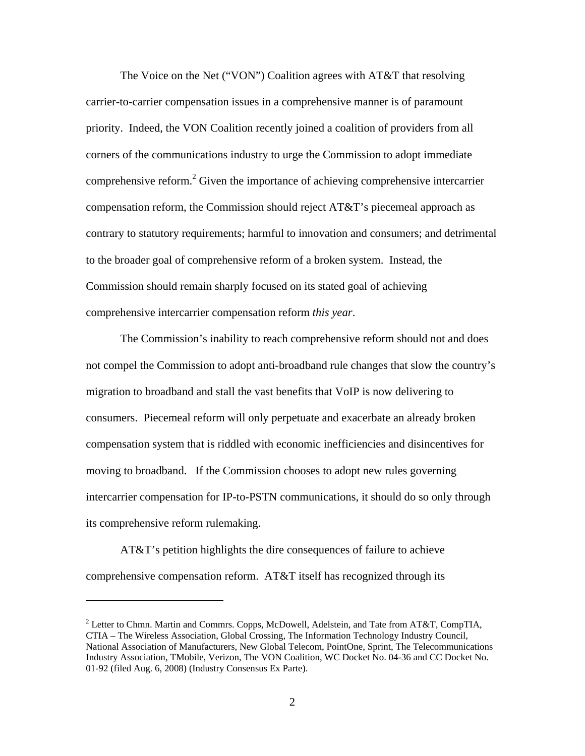The Voice on the Net ("VON") Coalition agrees with AT&T that resolving carrier-to-carrier compensation issues in a comprehensive manner is of paramount priority. Indeed, the VON Coalition recently joined a coalition of providers from all corners of the communications industry to urge the Commission to adopt immediate comprehensive reform.[2] Given the importance of achieving comprehensive intercarrier compensation reform, the Commission should reject AT&T's piecemeal approach as contrary to statutory requirements; harmful to innovation and consumers; and detrimental to the broader goal of comprehensive reform of a broken system. Instead, the Commission should remain sharply focused on its stated goal of achieving comprehensive intercarrier compensation reform *this year*.

The Commission's inability to reach comprehensive reform should not and does not compel the Commission to adopt anti-broadband rule changes that slow the country's migration to broadband and stall the vast benefits that VoIP is now delivering to consumers. Piecemeal reform will only perpetuate and exacerbate an already broken compensation system that is riddled with economic inefficiencies and disincentives for moving to broadband. If the Commission chooses to adopt new rules governing intercarrier compensation for IP-to-PSTN communications, it should do so only through its comprehensive reform rulemaking.

AT&T's petition highlights the dire consequences of failure to achieve comprehensive compensation reform. AT&T itself has recognized through its

---

[2] Letter to Chmn. Martin and Commrs. Copps, McDowell, Adelstein, and Tate from AT&T, CompTIA, CTIA – The Wireless Association, Global Crossing, The Information Technology Industry Council, National Association of Manufacturers, New Global Telecom, PointOne, Sprint, The Telecommunications Industry Association, TMobile, Verizon, The VON Coalition, WC Docket No. 04-36 and CC Docket No. 01-92 (filed Aug. 6, 2008) (Industry Consensus Ex Parte).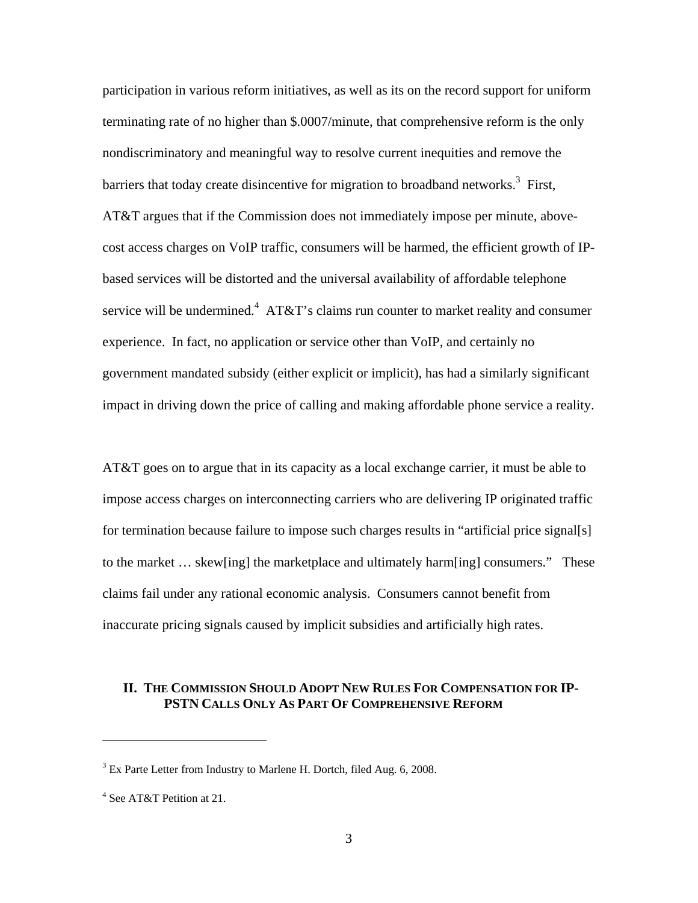participation in various reform initiatives, as well as its on the record support for uniform terminating rate of no higher than $.0007/minute, that comprehensive reform is the only nondiscriminatory and meaningful way to resolve current inequities and remove the barriers that today create disincentive for migration to broadband networks.[3] First, AT&T argues that if the Commission does not immediately impose per minute, above-cost access charges on VoIP traffic, consumers will be harmed, the efficient growth of IP-based services will be distorted and the universal availability of affordable telephone service will be undermined.[4] AT&T's claims run counter to market reality and consumer experience. In fact, no application or service other than VoIP, and certainly no government mandated subsidy (either explicit or implicit), has had a similarly significant impact in driving down the price of calling and making affordable phone service a reality.

AT&T goes on to argue that in its capacity as a local exchange carrier, it must be able to impose access charges on interconnecting carriers who are delivering IP originated traffic for termination because failure to impose such charges results in "artificial price signal[s] to the market … skew[ing] the marketplace and ultimately harm[ing] consumers." These claims fail under any rational economic analysis. Consumers cannot benefit from inaccurate pricing signals caused by implicit subsidies and artificially high rates.

## II. THE COMMISSION SHOULD ADOPT NEW RULES FOR COMPENSATION FOR IP-PSTN CALLS ONLY AS PART OF COMPREHENSIVE REFORM

---

[3] Ex Parte Letter from Industry to Marlene H. Dortch, filed Aug. 6, 2008.

[4] See AT&T Petition at 21.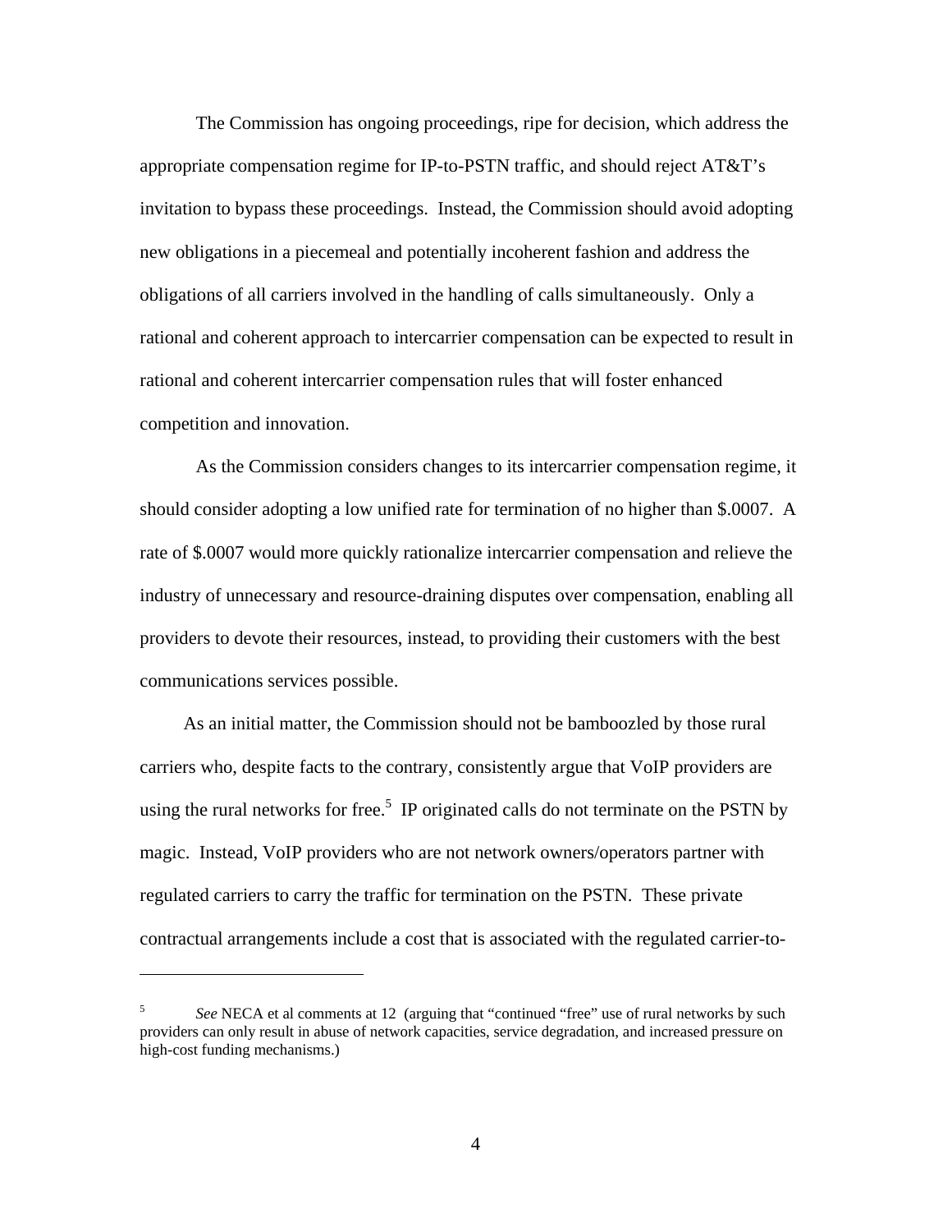The Commission has ongoing proceedings, ripe for decision, which address the appropriate compensation regime for IP-to-PSTN traffic, and should reject AT&T's invitation to bypass these proceedings. Instead, the Commission should avoid adopting new obligations in a piecemeal and potentially incoherent fashion and address the obligations of all carriers involved in the handling of calls simultaneously. Only a rational and coherent approach to intercarrier compensation can be expected to result in rational and coherent intercarrier compensation rules that will foster enhanced competition and innovation.

As the Commission considers changes to its intercarrier compensation regime, it should consider adopting a low unified rate for termination of no higher than $.0007. A rate of $.0007 would more quickly rationalize intercarrier compensation and relieve the industry of unnecessary and resource-draining disputes over compensation, enabling all providers to devote their resources, instead, to providing their customers with the best communications services possible.

As an initial matter, the Commission should not be bamboozled by those rural carriers who, despite facts to the contrary, consistently argue that VoIP providers are using the rural networks for free.[5] IP originated calls do not terminate on the PSTN by magic. Instead, VoIP providers who are not network owners/operators partner with regulated carriers to carry the traffic for termination on the PSTN. These private contractual arrangements include a cost that is associated with the regulated carrier-to-

---

[5] *See* NECA et al comments at 12 (arguing that "continued "free" use of rural networks by such providers can only result in abuse of network capacities, service degradation, and increased pressure on high-cost funding mechanisms.)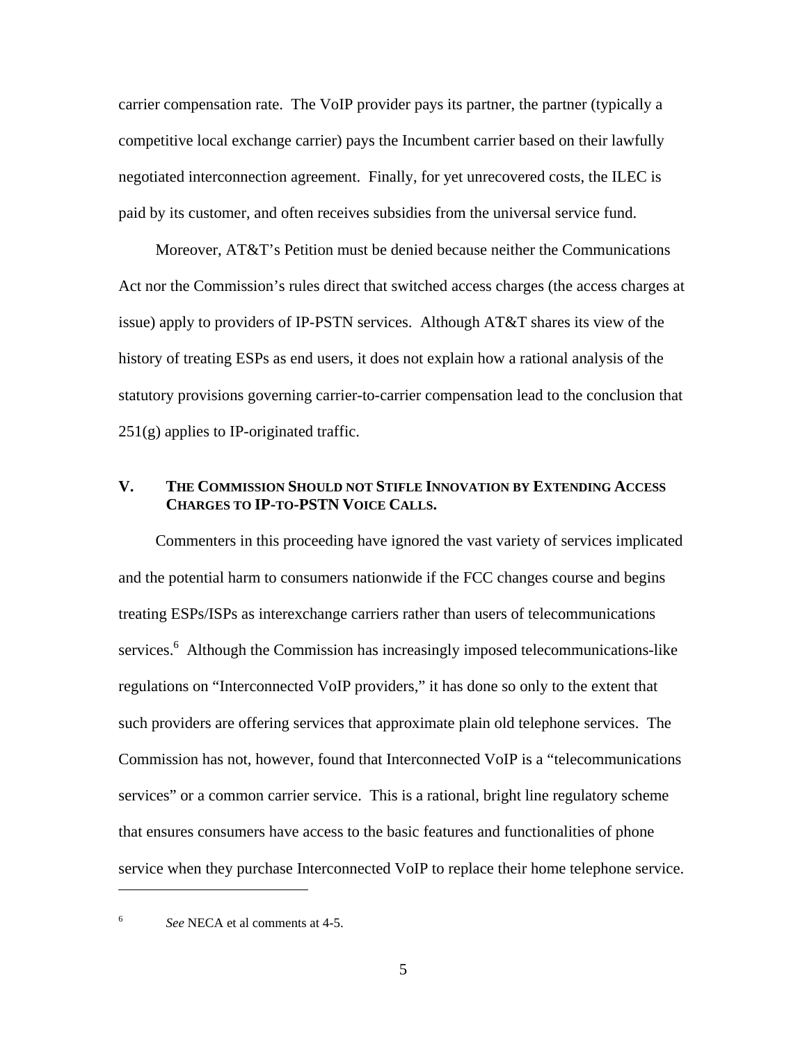carrier compensation rate. The VoIP provider pays its partner, the partner (typically a competitive local exchange carrier) pays the Incumbent carrier based on their lawfully negotiated interconnection agreement. Finally, for yet unrecovered costs, the ILEC is paid by its customer, and often receives subsidies from the universal service fund.

Moreover, AT&T's Petition must be denied because neither the Communications Act nor the Commission's rules direct that switched access charges (the access charges at issue) apply to providers of IP-PSTN services. Although AT&T shares its view of the history of treating ESPs as end users, it does not explain how a rational analysis of the statutory provisions governing carrier-to-carrier compensation lead to the conclusion that 251(g) applies to IP-originated traffic.

## V. THE COMMISSION SHOULD NOT STIFLE INNOVATION BY EXTENDING ACCESS CHARGES TO IP-TO-PSTN VOICE CALLS.

Commenters in this proceeding have ignored the vast variety of services implicated and the potential harm to consumers nationwide if the FCC changes course and begins treating ESPs/ISPs as interexchange carriers rather than users of telecommunications services.[6] Although the Commission has increasingly imposed telecommunications-like regulations on "Interconnected VoIP providers," it has done so only to the extent that such providers are offering services that approximate plain old telephone services. The Commission has not, however, found that Interconnected VoIP is a "telecommunications services" or a common carrier service. This is a rational, bright line regulatory scheme that ensures consumers have access to the basic features and functionalities of phone service when they purchase Interconnected VoIP to replace their home telephone service.

---

[6] *See* NECA et al comments at 4-5.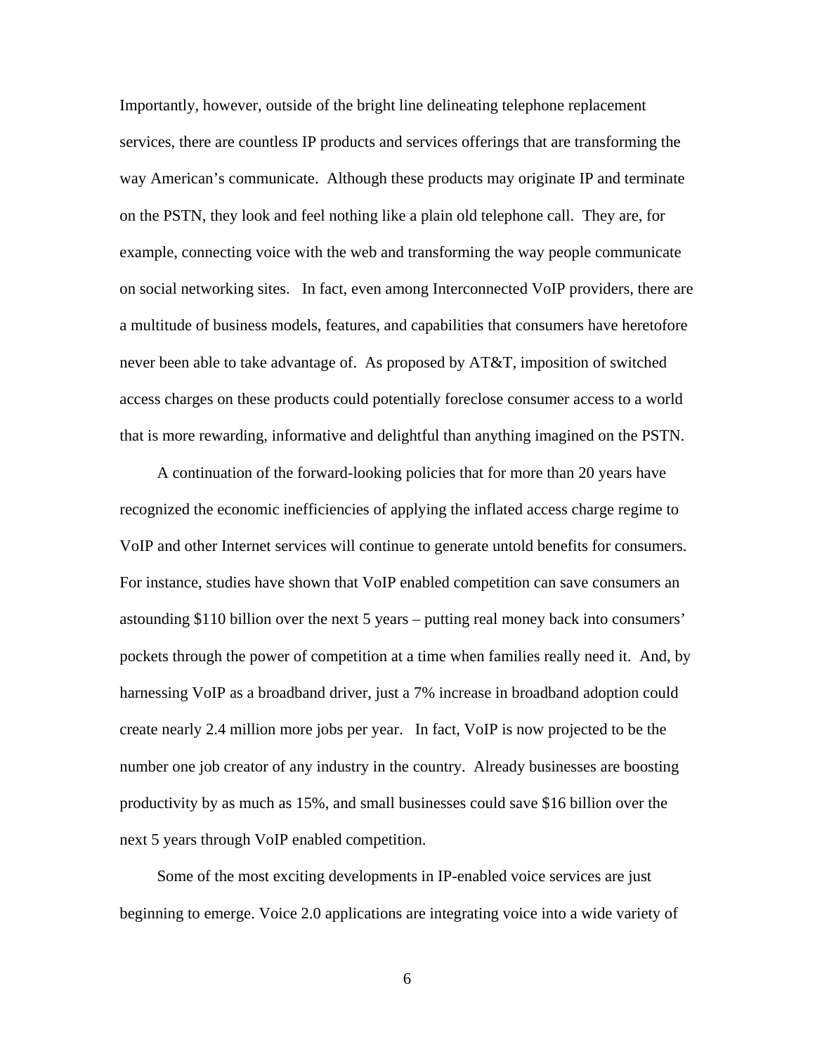Importantly, however, outside of the bright line delineating telephone replacement services, there are countless IP products and services offerings that are transforming the way American's communicate. Although these products may originate IP and terminate on the PSTN, they look and feel nothing like a plain old telephone call. They are, for example, connecting voice with the web and transforming the way people communicate on social networking sites. In fact, even among Interconnected VoIP providers, there are a multitude of business models, features, and capabilities that consumers have heretofore never been able to take advantage of. As proposed by AT&T, imposition of switched access charges on these products could potentially foreclose consumer access to a world that is more rewarding, informative and delightful than anything imagined on the PSTN.

A continuation of the forward-looking policies that for more than 20 years have recognized the economic inefficiencies of applying the inflated access charge regime to VoIP and other Internet services will continue to generate untold benefits for consumers. For instance, studies have shown that VoIP enabled competition can save consumers an astounding $110 billion over the next 5 years – putting real money back into consumers' pockets through the power of competition at a time when families really need it. And, by harnessing VoIP as a broadband driver, just a 7% increase in broadband adoption could create nearly 2.4 million more jobs per year. In fact, VoIP is now projected to be the number one job creator of any industry in the country. Already businesses are boosting productivity by as much as 15%, and small businesses could save $16 billion over the next 5 years through VoIP enabled competition.

Some of the most exciting developments in IP-enabled voice services are just beginning to emerge. Voice 2.0 applications are integrating voice into a wide variety of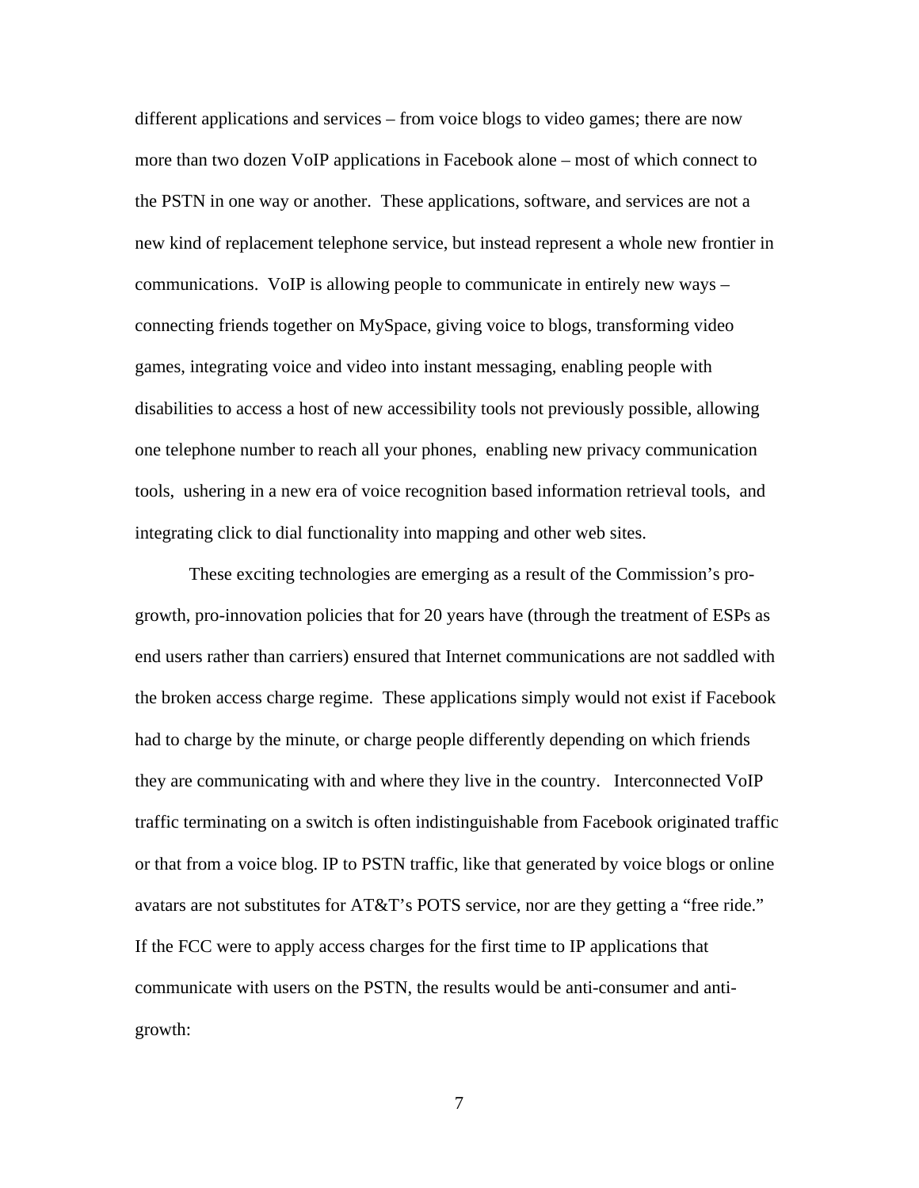different applications and services – from voice blogs to video games; there are now more than two dozen VoIP applications in Facebook alone – most of which connect to the PSTN in one way or another. These applications, software, and services are not a new kind of replacement telephone service, but instead represent a whole new frontier in communications. VoIP is allowing people to communicate in entirely new ways – connecting friends together on MySpace, giving voice to blogs, transforming video games, integrating voice and video into instant messaging, enabling people with disabilities to access a host of new accessibility tools not previously possible, allowing one telephone number to reach all your phones, enabling new privacy communication tools, ushering in a new era of voice recognition based information retrieval tools, and integrating click to dial functionality into mapping and other web sites.

These exciting technologies are emerging as a result of the Commission's pro-growth, pro-innovation policies that for 20 years have (through the treatment of ESPs as end users rather than carriers) ensured that Internet communications are not saddled with the broken access charge regime. These applications simply would not exist if Facebook had to charge by the minute, or charge people differently depending on which friends they are communicating with and where they live in the country. Interconnected VoIP traffic terminating on a switch is often indistinguishable from Facebook originated traffic or that from a voice blog. IP to PSTN traffic, like that generated by voice blogs or online avatars are not substitutes for AT&T's POTS service, nor are they getting a "free ride." If the FCC were to apply access charges for the first time to IP applications that communicate with users on the PSTN, the results would be anti-consumer and anti-growth: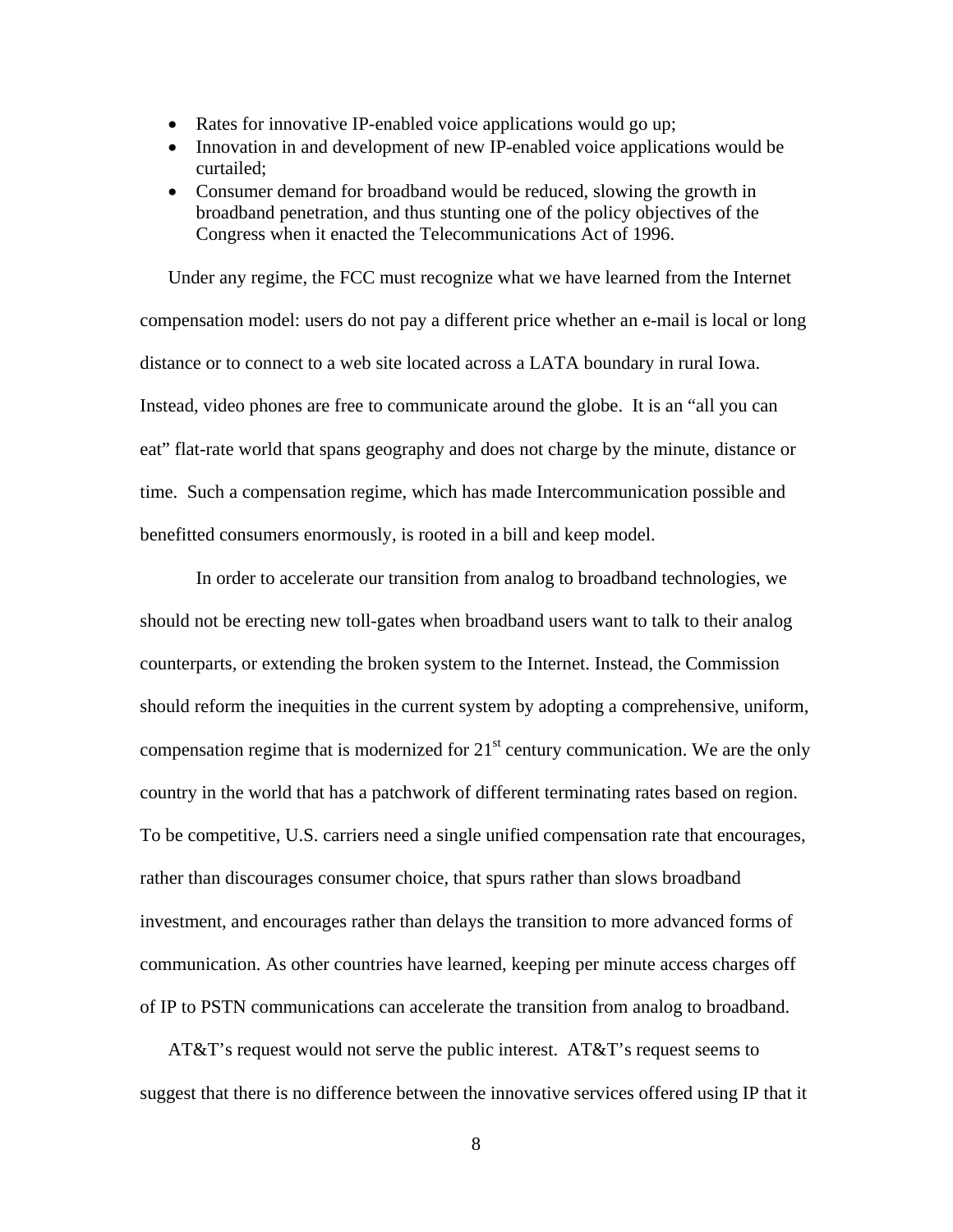- Rates for innovative IP-enabled voice applications would go up;
- Innovation in and development of new IP-enabled voice applications would be curtailed;
- Consumer demand for broadband would be reduced, slowing the growth in broadband penetration, and thus stunting one of the policy objectives of the Congress when it enacted the Telecommunications Act of 1996.

Under any regime, the FCC must recognize what we have learned from the Internet compensation model: users do not pay a different price whether an e-mail is local or long distance or to connect to a web site located across a LATA boundary in rural Iowa. Instead, video phones are free to communicate around the globe. It is an "all you can eat" flat-rate world that spans geography and does not charge by the minute, distance or time. Such a compensation regime, which has made Intercommunication possible and benefitted consumers enormously, is rooted in a bill and keep model.

In order to accelerate our transition from analog to broadband technologies, we should not be erecting new toll-gates when broadband users want to talk to their analog counterparts, or extending the broken system to the Internet. Instead, the Commission should reform the inequities in the current system by adopting a comprehensive, uniform, compensation regime that is modernized for 21st century communication. We are the only country in the world that has a patchwork of different terminating rates based on region. To be competitive, U.S. carriers need a single unified compensation rate that encourages, rather than discourages consumer choice, that spurs rather than slows broadband investment, and encourages rather than delays the transition to more advanced forms of communication. As other countries have learned, keeping per minute access charges off of IP to PSTN communications can accelerate the transition from analog to broadband.

AT&T's request would not serve the public interest. AT&T's request seems to suggest that there is no difference between the innovative services offered using IP that it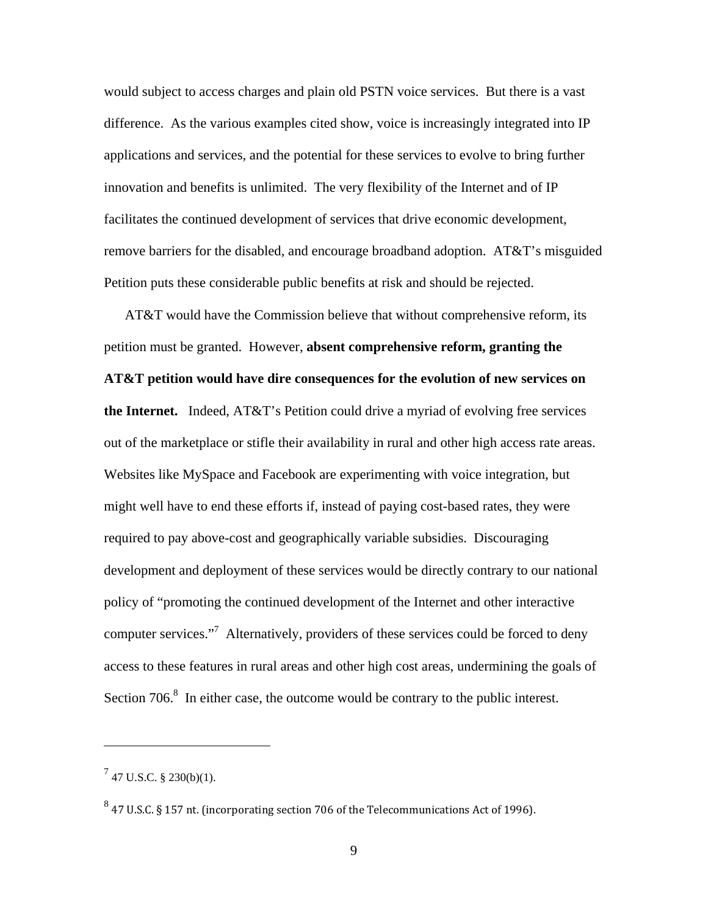would subject to access charges and plain old PSTN voice services. But there is a vast difference. As the various examples cited show, voice is increasingly integrated into IP applications and services, and the potential for these services to evolve to bring further innovation and benefits is unlimited. The very flexibility of the Internet and of IP facilitates the continued development of services that drive economic development, remove barriers for the disabled, and encourage broadband adoption. AT&T's misguided Petition puts these considerable public benefits at risk and should be rejected.

AT&T would have the Commission believe that without comprehensive reform, its petition must be granted. However, **absent comprehensive reform, granting the AT&T petition would have dire consequences for the evolution of new services on the Internet.** Indeed, AT&T's Petition could drive a myriad of evolving free services out of the marketplace or stifle their availability in rural and other high access rate areas. Websites like MySpace and Facebook are experimenting with voice integration, but might well have to end these efforts if, instead of paying cost-based rates, they were required to pay above-cost and geographically variable subsidies. Discouraging development and deployment of these services would be directly contrary to our national policy of "promoting the continued development of the Internet and other interactive computer services."[7] Alternatively, providers of these services could be forced to deny access to these features in rural areas and other high cost areas, undermining the goals of Section 706.[8] In either case, the outcome would be contrary to the public interest.

---

[7] 47 U.S.C. § 230(b)(1).

[8] 47 U.S.C. § 157 nt. (incorporating section 706 of the Telecommunications Act of 1996).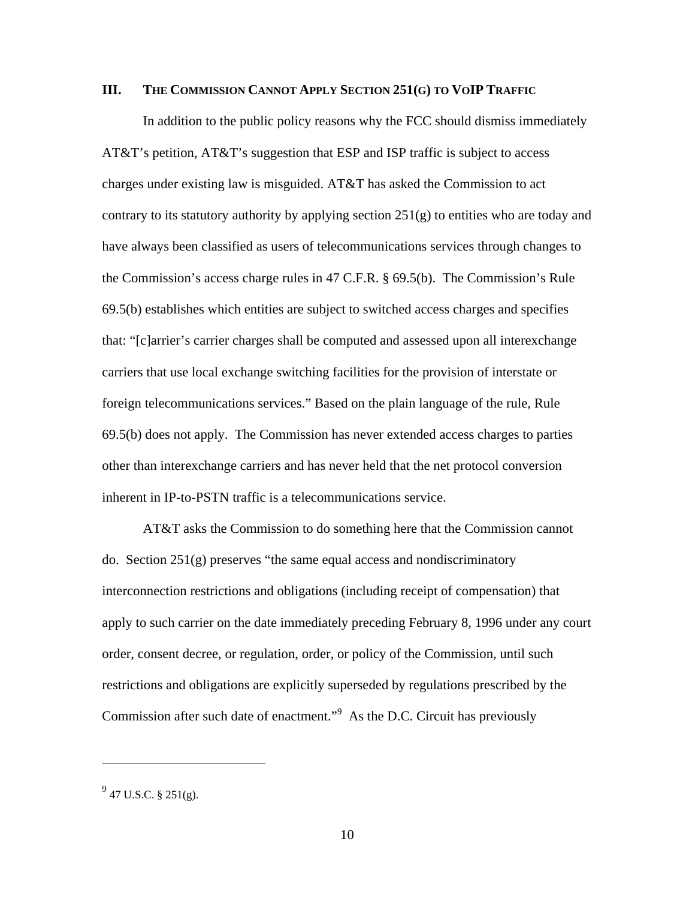## III. THE COMMISSION CANNOT APPLY SECTION 251(G) TO VOIP TRAFFIC

In addition to the public policy reasons why the FCC should dismiss immediately AT&T's petition, AT&T's suggestion that ESP and ISP traffic is subject to access charges under existing law is misguided. AT&T has asked the Commission to act contrary to its statutory authority by applying section 251(g) to entities who are today and have always been classified as users of telecommunications services through changes to the Commission's access charge rules in 47 C.F.R. § 69.5(b). The Commission's Rule 69.5(b) establishes which entities are subject to switched access charges and specifies that: "[c]arrier's carrier charges shall be computed and assessed upon all interexchange carriers that use local exchange switching facilities for the provision of interstate or foreign telecommunications services." Based on the plain language of the rule, Rule 69.5(b) does not apply. The Commission has never extended access charges to parties other than interexchange carriers and has never held that the net protocol conversion inherent in IP-to-PSTN traffic is a telecommunications service.

AT&T asks the Commission to do something here that the Commission cannot do. Section 251(g) preserves "the same equal access and nondiscriminatory interconnection restrictions and obligations (including receipt of compensation) that apply to such carrier on the date immediately preceding February 8, 1996 under any court order, consent decree, or regulation, order, or policy of the Commission, until such restrictions and obligations are explicitly superseded by regulations prescribed by the Commission after such date of enactment."[9] As the D.C. Circuit has previously

---

[9] 47 U.S.C. § 251(g).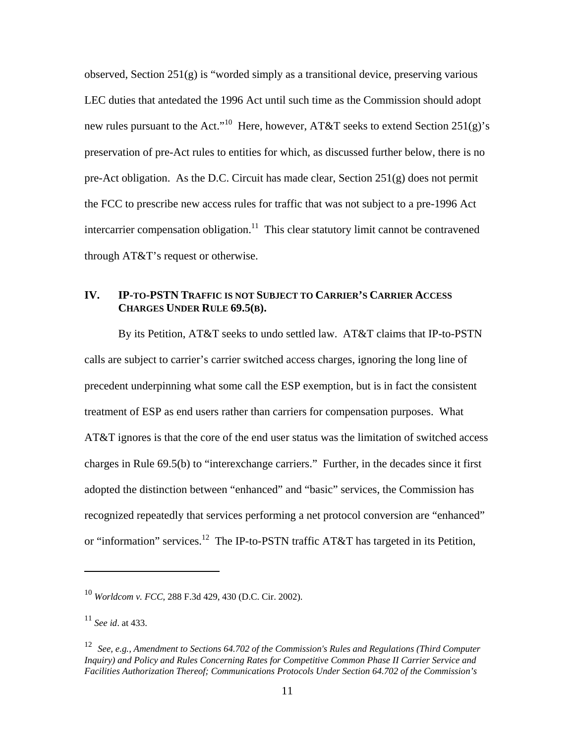observed, Section 251(g) is "worded simply as a transitional device, preserving various LEC duties that antedated the 1996 Act until such time as the Commission should adopt new rules pursuant to the Act."[10] Here, however, AT&T seeks to extend Section 251(g)'s preservation of pre-Act rules to entities for which, as discussed further below, there is no pre-Act obligation. As the D.C. Circuit has made clear, Section 251(g) does not permit the FCC to prescribe new access rules for traffic that was not subject to a pre-1996 Act intercarrier compensation obligation.[11] This clear statutory limit cannot be contravened through AT&T's request or otherwise.

## IV. IP-TO-PSTN TRAFFIC IS NOT SUBJECT TO CARRIER'S CARRIER ACCESS CHARGES UNDER RULE 69.5(B).

By its Petition, AT&T seeks to undo settled law. AT&T claims that IP-to-PSTN calls are subject to carrier's carrier switched access charges, ignoring the long line of precedent underpinning what some call the ESP exemption, but is in fact the consistent treatment of ESP as end users rather than carriers for compensation purposes. What AT&T ignores is that the core of the end user status was the limitation of switched access charges in Rule 69.5(b) to "interexchange carriers." Further, in the decades since it first adopted the distinction between "enhanced" and "basic" services, the Commission has recognized repeatedly that services performing a net protocol conversion are "enhanced" or "information" services.[12] The IP-to-PSTN traffic AT&T has targeted in its Petition,

---

[10] *Worldcom v. FCC*, 288 F.3d 429, 430 (D.C. Cir. 2002).

[11] *See id*. at 433.

[12] *See, e.g., Amendment to Sections 64.702 of the Commission's Rules and Regulations (Third Computer Inquiry) and Policy and Rules Concerning Rates for Competitive Common Phase II Carrier Service and Facilities Authorization Thereof; Communications Protocols Under Section 64.702 of the Commission's*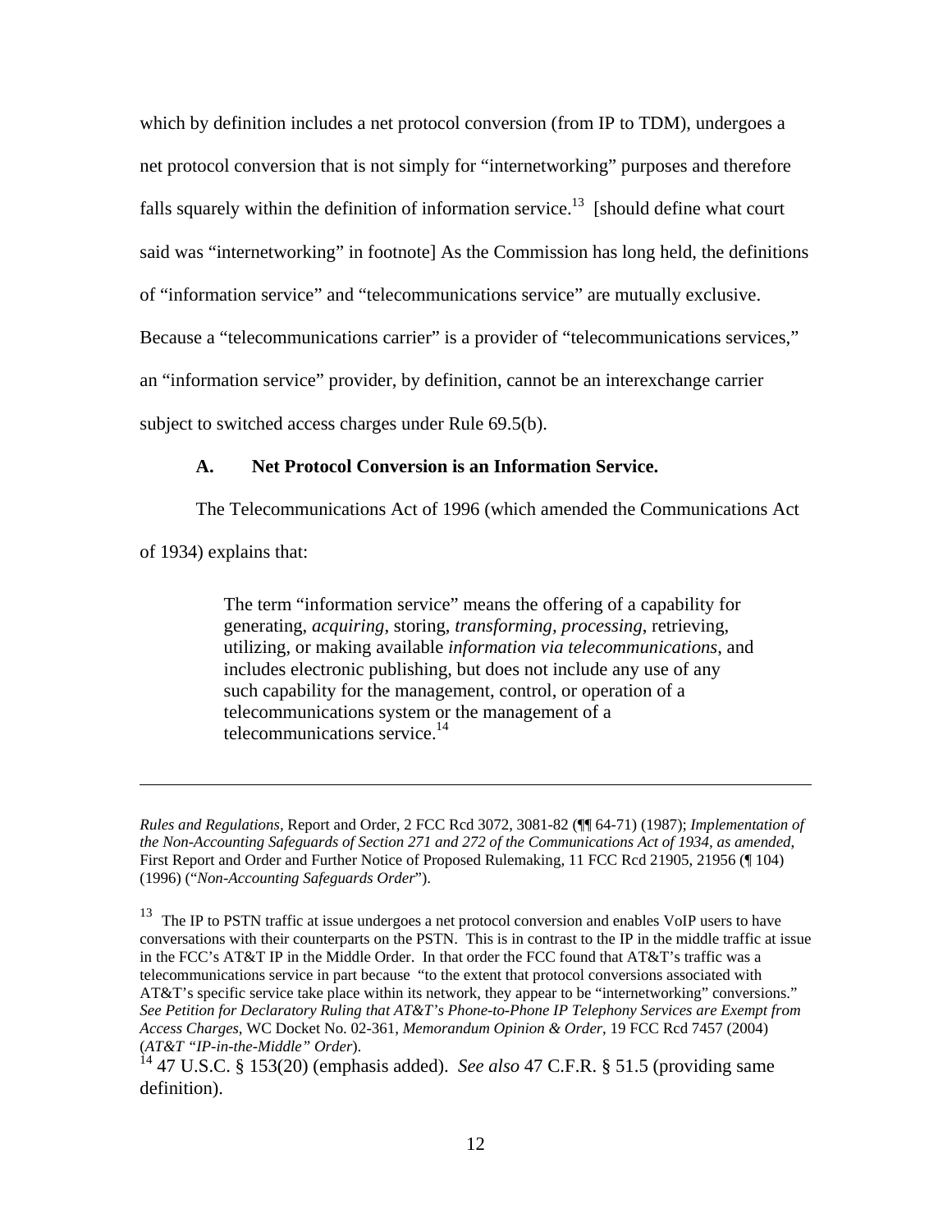which by definition includes a net protocol conversion (from IP to TDM), undergoes a net protocol conversion that is not simply for "internetworking" purposes and therefore falls squarely within the definition of information service.[13] [should define what court said was "internetworking" in footnote] As the Commission has long held, the definitions of "information service" and "telecommunications service" are mutually exclusive. Because a "telecommunications carrier" is a provider of "telecommunications services," an "information service" provider, by definition, cannot be an interexchange carrier subject to switched access charges under Rule 69.5(b).

### A. Net Protocol Conversion is an Information Service.

The Telecommunications Act of 1996 (which amended the Communications Act of 1934) explains that:

> The term "information service" means the offering of a capability for generating, *acquiring*, storing, *transforming*, *processing*, retrieving, utilizing, or making available *information via telecommunications*, and includes electronic publishing, but does not include any use of any such capability for the management, control, or operation of a telecommunications system or the management of a telecommunications service.[14]

---

*Rules and Regulations*, Report and Order, 2 FCC Rcd 3072, 3081-82 (¶¶ 64-71) (1987); *Implementation of the Non-Accounting Safeguards of Section 271 and 272 of the Communications Act of 1934, as amended*, First Report and Order and Further Notice of Proposed Rulemaking, 11 FCC Rcd 21905, 21956 (¶ 104) (1996) ("*Non-Accounting Safeguards Order*").

[13] The IP to PSTN traffic at issue undergoes a net protocol conversion and enables VoIP users to have conversations with their counterparts on the PSTN. This is in contrast to the IP in the middle traffic at issue in the FCC's AT&T IP in the Middle Order. In that order the FCC found that AT&T's traffic was a telecommunications service in part because "to the extent that protocol conversions associated with AT&T's specific service take place within its network, they appear to be "internetworking" conversions." *See Petition for Declaratory Ruling that AT&T's Phone-to-Phone IP Telephony Services are Exempt from Access Charges*, WC Docket No. 02-361, *Memorandum Opinion & Order*, 19 FCC Rcd 7457 (2004) (*AT&T "IP-in-the-Middle" Order*).

[14] 47 U.S.C. § 153(20) (emphasis added). *See also* 47 C.F.R. § 51.5 (providing same definition).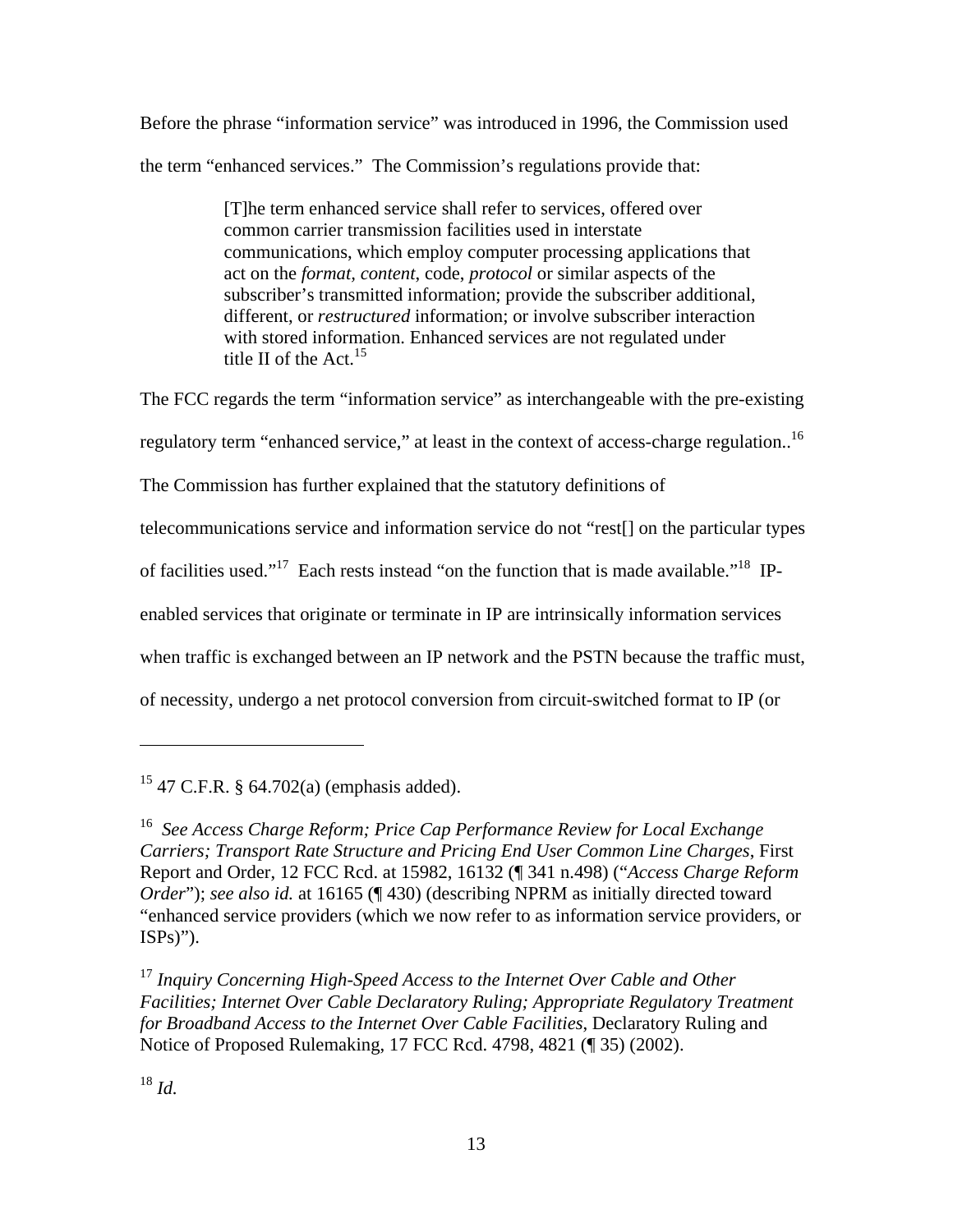Before the phrase "information service" was introduced in 1996, the Commission used the term "enhanced services." The Commission's regulations provide that:

> [T]he term enhanced service shall refer to services, offered over common carrier transmission facilities used in interstate communications, which employ computer processing applications that act on the *format*, *content*, code, *protocol* or similar aspects of the subscriber's transmitted information; provide the subscriber additional, different, or *restructured* information; or involve subscriber interaction with stored information. Enhanced services are not regulated under title II of the Act.[15]

The FCC regards the term "information service" as interchangeable with the pre-existing regulatory term "enhanced service," at least in the context of access-charge regulation..[16] The Commission has further explained that the statutory definitions of telecommunications service and information service do not "rest[] on the particular types of facilities used."[17] Each rests instead "on the function that is made available."[18] IP-enabled services that originate or terminate in IP are intrinsically information services when traffic is exchanged between an IP network and the PSTN because the traffic must, of necessity, undergo a net protocol conversion from circuit-switched format to IP (or

---

[15] 47 C.F.R. § 64.702(a) (emphasis added).

[16] *See Access Charge Reform; Price Cap Performance Review for Local Exchange Carriers; Transport Rate Structure and Pricing End User Common Line Charges*, First Report and Order, 12 FCC Rcd. at 15982, 16132 (¶ 341 n.498) ("*Access Charge Reform Order*"); *see also id.* at 16165 (¶ 430) (describing NPRM as initially directed toward "enhanced service providers (which we now refer to as information service providers, or ISPs)").

[17] *Inquiry Concerning High-Speed Access to the Internet Over Cable and Other Facilities; Internet Over Cable Declaratory Ruling; Appropriate Regulatory Treatment for Broadband Access to the Internet Over Cable Facilities*, Declaratory Ruling and Notice of Proposed Rulemaking, 17 FCC Rcd. 4798, 4821 (¶ 35) (2002).

[18] *Id.*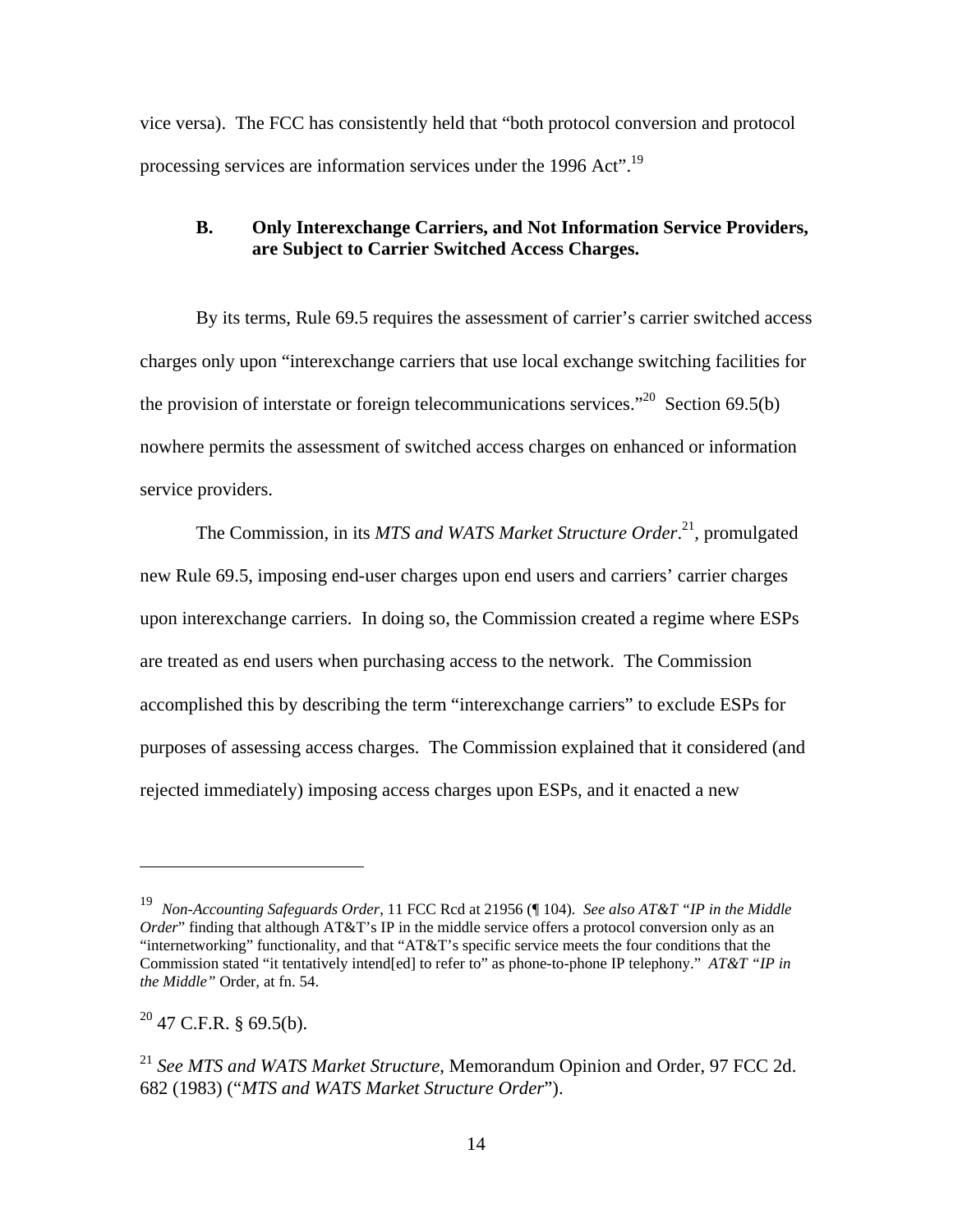vice versa). The FCC has consistently held that "both protocol conversion and protocol processing services are information services under the 1996 Act".[19]

### B. Only Interexchange Carriers, and Not Information Service Providers, are Subject to Carrier Switched Access Charges.

By its terms, Rule 69.5 requires the assessment of carrier's carrier switched access charges only upon "interexchange carriers that use local exchange switching facilities for the provision of interstate or foreign telecommunications services."[20] Section 69.5(b) nowhere permits the assessment of switched access charges on enhanced or information service providers.

The Commission, in its *MTS and WATS Market Structure Order*.[21], promulgated new Rule 69.5, imposing end-user charges upon end users and carriers' carrier charges upon interexchange carriers. In doing so, the Commission created a regime where ESPs are treated as end users when purchasing access to the network. The Commission accomplished this by describing the term "interexchange carriers" to exclude ESPs for purposes of assessing access charges. The Commission explained that it considered (and rejected immediately) imposing access charges upon ESPs, and it enacted a new

---

[19] *Non-Accounting Safeguards Order*, 11 FCC Rcd at 21956 (¶ 104). *See also AT&T "IP in the Middle Order*" finding that although AT&T's IP in the middle service offers a protocol conversion only as an "internetworking" functionality, and that "AT&T's specific service meets the four conditions that the Commission stated "it tentatively intend[ed] to refer to" as phone-to-phone IP telephony." *AT&T "IP in the Middle"* Order, at fn. 54.

[20] 47 C.F.R. § 69.5(b).

[21] *See MTS and WATS Market Structure*, Memorandum Opinion and Order, 97 FCC 2d. 682 (1983) ("*MTS and WATS Market Structure Order*").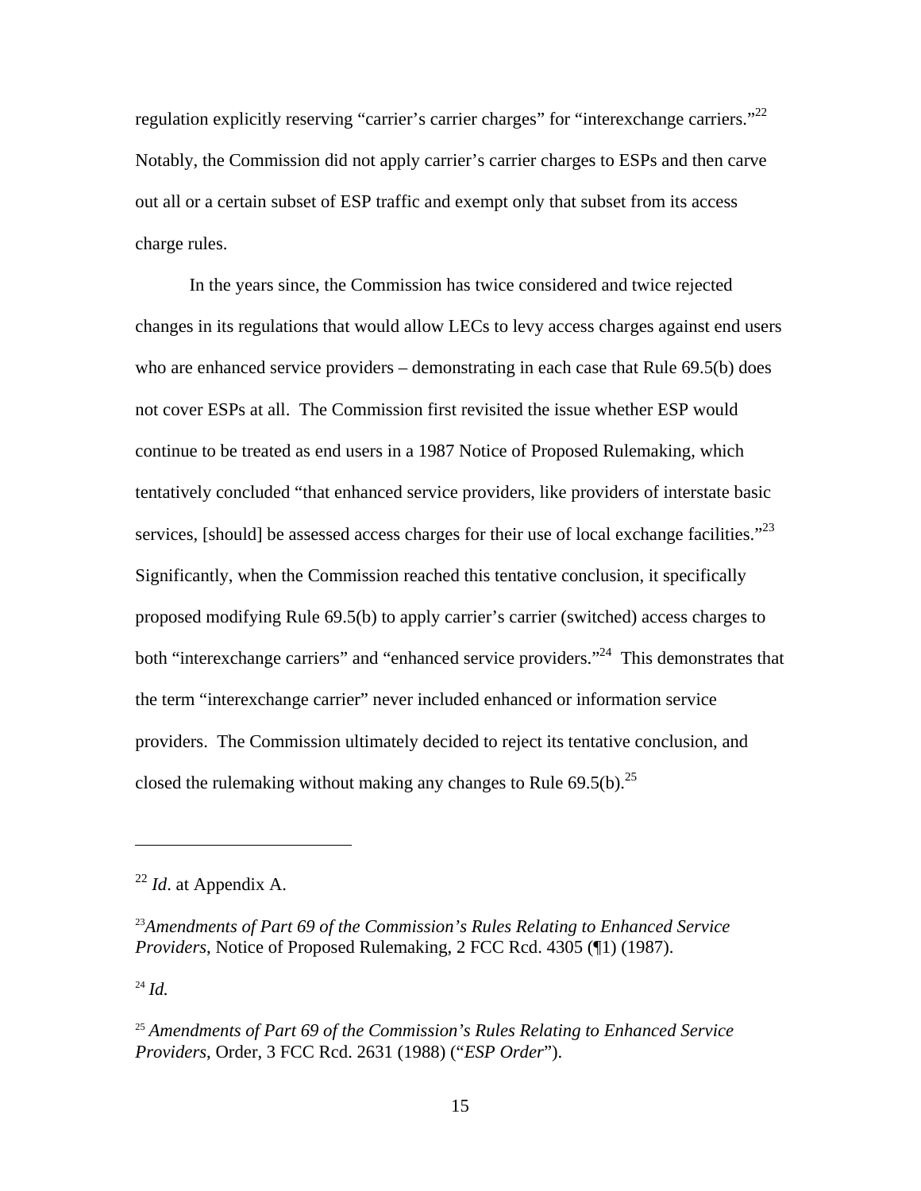regulation explicitly reserving "carrier's carrier charges" for "interexchange carriers."[22] Notably, the Commission did not apply carrier's carrier charges to ESPs and then carve out all or a certain subset of ESP traffic and exempt only that subset from its access charge rules.

In the years since, the Commission has twice considered and twice rejected changes in its regulations that would allow LECs to levy access charges against end users who are enhanced service providers – demonstrating in each case that Rule 69.5(b) does not cover ESPs at all. The Commission first revisited the issue whether ESP would continue to be treated as end users in a 1987 Notice of Proposed Rulemaking, which tentatively concluded "that enhanced service providers, like providers of interstate basic services, [should] be assessed access charges for their use of local exchange facilities."[23] Significantly, when the Commission reached this tentative conclusion, it specifically proposed modifying Rule 69.5(b) to apply carrier's carrier (switched) access charges to both "interexchange carriers" and "enhanced service providers."[24] This demonstrates that the term "interexchange carrier" never included enhanced or information service providers. The Commission ultimately decided to reject its tentative conclusion, and closed the rulemaking without making any changes to Rule 69.5(b).[25]

---

[22] *Id*. at Appendix A.

[23] *Amendments of Part 69 of the Commission's Rules Relating to Enhanced Service Providers*, Notice of Proposed Rulemaking, 2 FCC Rcd. 4305 (¶1) (1987).

[24] *Id.*

[25] *Amendments of Part 69 of the Commission's Rules Relating to Enhanced Service Providers*, Order, 3 FCC Rcd. 2631 (1988) ("*ESP Order*").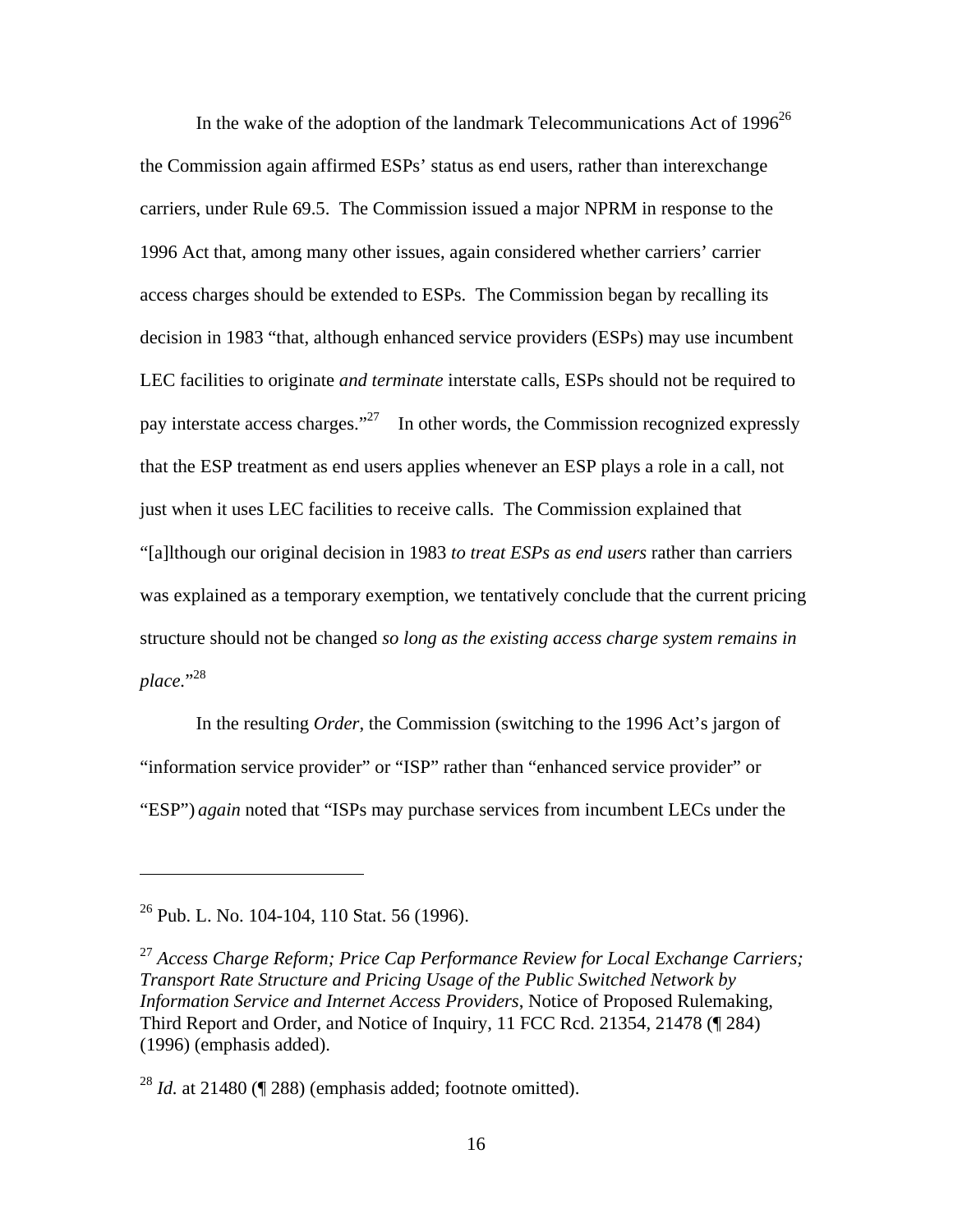In the wake of the adoption of the landmark Telecommunications Act of 1996[26] the Commission again affirmed ESPs' status as end users, rather than interexchange carriers, under Rule 69.5. The Commission issued a major NPRM in response to the 1996 Act that, among many other issues, again considered whether carriers' carrier access charges should be extended to ESPs. The Commission began by recalling its decision in 1983 "that, although enhanced service providers (ESPs) may use incumbent LEC facilities to originate *and terminate* interstate calls, ESPs should not be required to pay interstate access charges."[27] In other words, the Commission recognized expressly that the ESP treatment as end users applies whenever an ESP plays a role in a call, not just when it uses LEC facilities to receive calls. The Commission explained that "[a]lthough our original decision in 1983 *to treat ESPs as end users* rather than carriers was explained as a temporary exemption, we tentatively conclude that the current pricing structure should not be changed *so long as the existing access charge system remains in place*."[28]

In the resulting *Order*, the Commission (switching to the 1996 Act's jargon of "information service provider" or "ISP" rather than "enhanced service provider" or "ESP") *again* noted that "ISPs may purchase services from incumbent LECs under the

---

[26] Pub. L. No. 104-104, 110 Stat. 56 (1996).

[27] *Access Charge Reform; Price Cap Performance Review for Local Exchange Carriers; Transport Rate Structure and Pricing Usage of the Public Switched Network by Information Service and Internet Access Providers*, Notice of Proposed Rulemaking, Third Report and Order, and Notice of Inquiry, 11 FCC Rcd. 21354, 21478 (¶ 284) (1996) (emphasis added).

[28] *Id.* at 21480 (¶ 288) (emphasis added; footnote omitted).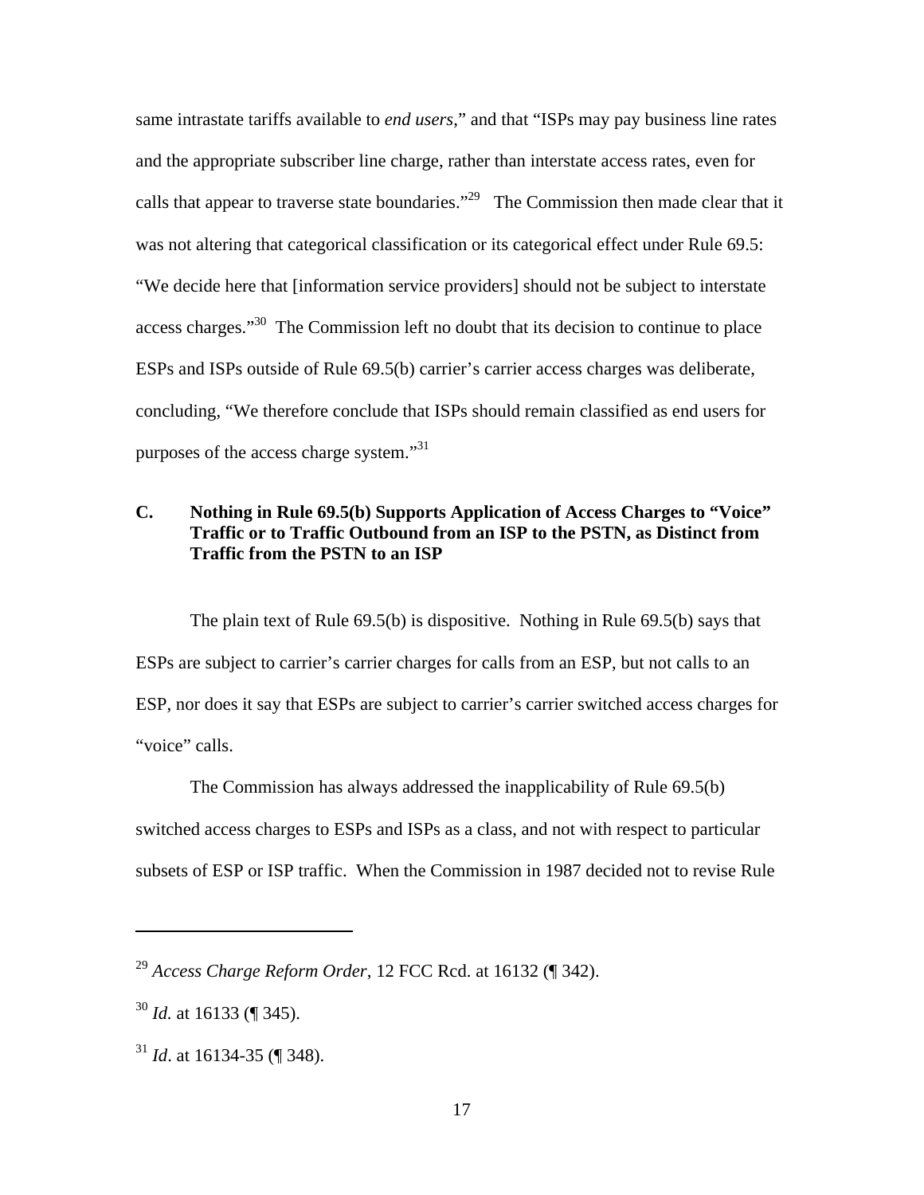same intrastate tariffs available to *end users*," and that "ISPs may pay business line rates and the appropriate subscriber line charge, rather than interstate access rates, even for calls that appear to traverse state boundaries."[29] The Commission then made clear that it was not altering that categorical classification or its categorical effect under Rule 69.5: "We decide here that [information service providers] should not be subject to interstate access charges."[30] The Commission left no doubt that its decision to continue to place ESPs and ISPs outside of Rule 69.5(b) carrier's carrier access charges was deliberate, concluding, "We therefore conclude that ISPs should remain classified as end users for purposes of the access charge system."[31]

### C. Nothing in Rule 69.5(b) Supports Application of Access Charges to "Voice" Traffic or to Traffic Outbound from an ISP to the PSTN, as Distinct from Traffic from the PSTN to an ISP

The plain text of Rule 69.5(b) is dispositive. Nothing in Rule 69.5(b) says that ESPs are subject to carrier's carrier charges for calls from an ESP, but not calls to an ESP, nor does it say that ESPs are subject to carrier's carrier switched access charges for "voice" calls.

The Commission has always addressed the inapplicability of Rule 69.5(b) switched access charges to ESPs and ISPs as a class, and not with respect to particular subsets of ESP or ISP traffic. When the Commission in 1987 decided not to revise Rule

---

[29] *Access Charge Reform Order*, 12 FCC Rcd. at 16132 (¶ 342).

[30] *Id.* at 16133 (¶ 345).

[31] *Id*. at 16134-35 (¶ 348).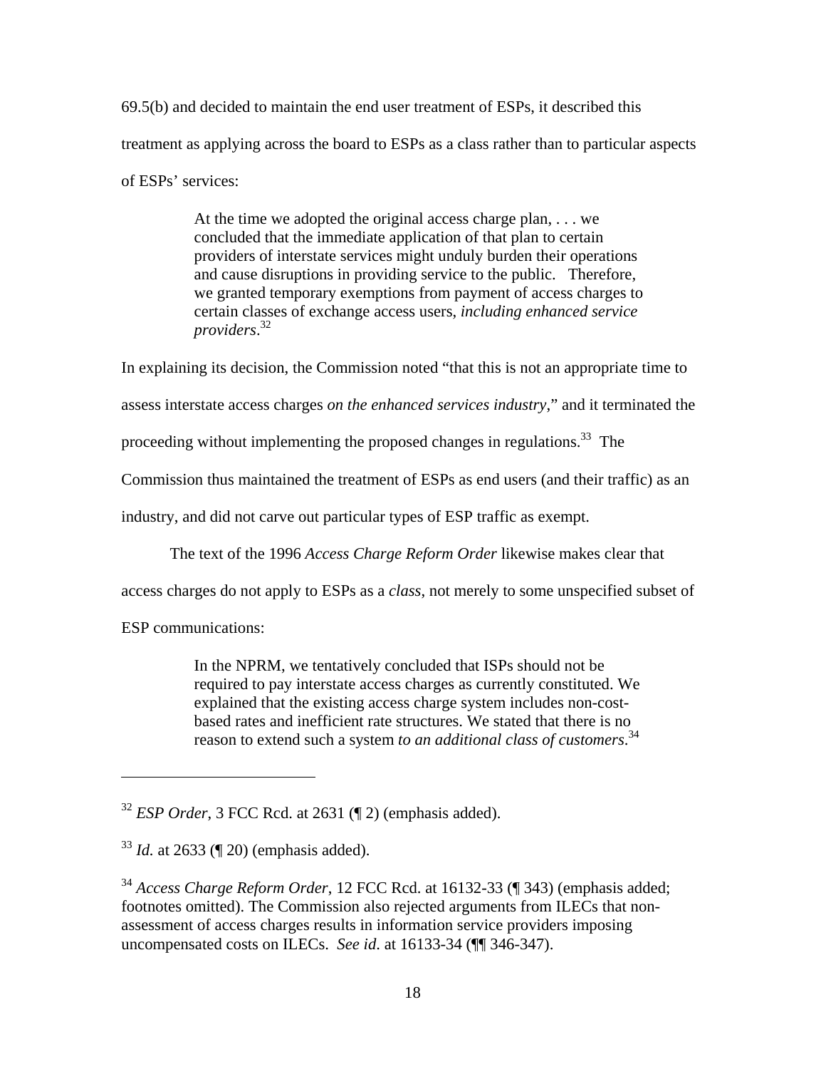69.5(b) and decided to maintain the end user treatment of ESPs, it described this treatment as applying across the board to ESPs as a class rather than to particular aspects of ESPs' services:

> At the time we adopted the original access charge plan, . . . we concluded that the immediate application of that plan to certain providers of interstate services might unduly burden their operations and cause disruptions in providing service to the public. Therefore, we granted temporary exemptions from payment of access charges to certain classes of exchange access users, *including enhanced service providers*.[32]

In explaining its decision, the Commission noted "that this is not an appropriate time to assess interstate access charges *on the enhanced services industry*," and it terminated the proceeding without implementing the proposed changes in regulations.[33] The Commission thus maintained the treatment of ESPs as end users (and their traffic) as an industry, and did not carve out particular types of ESP traffic as exempt.

The text of the 1996 *Access Charge Reform Order* likewise makes clear that access charges do not apply to ESPs as a *class*, not merely to some unspecified subset of ESP communications:

> In the NPRM, we tentatively concluded that ISPs should not be required to pay interstate access charges as currently constituted. We explained that the existing access charge system includes non-cost-based rates and inefficient rate structures. We stated that there is no reason to extend such a system *to an additional class of customers*.[34]

---

[32] *ESP Order*, 3 FCC Rcd. at 2631 (¶ 2) (emphasis added).

[33] *Id.* at 2633 (¶ 20) (emphasis added).

[34] *Access Charge Reform Order*, 12 FCC Rcd. at 16132-33 (¶ 343) (emphasis added; footnotes omitted). The Commission also rejected arguments from ILECs that non-assessment of access charges results in information service providers imposing uncompensated costs on ILECs. *See id*. at 16133-34 (¶¶ 346-347).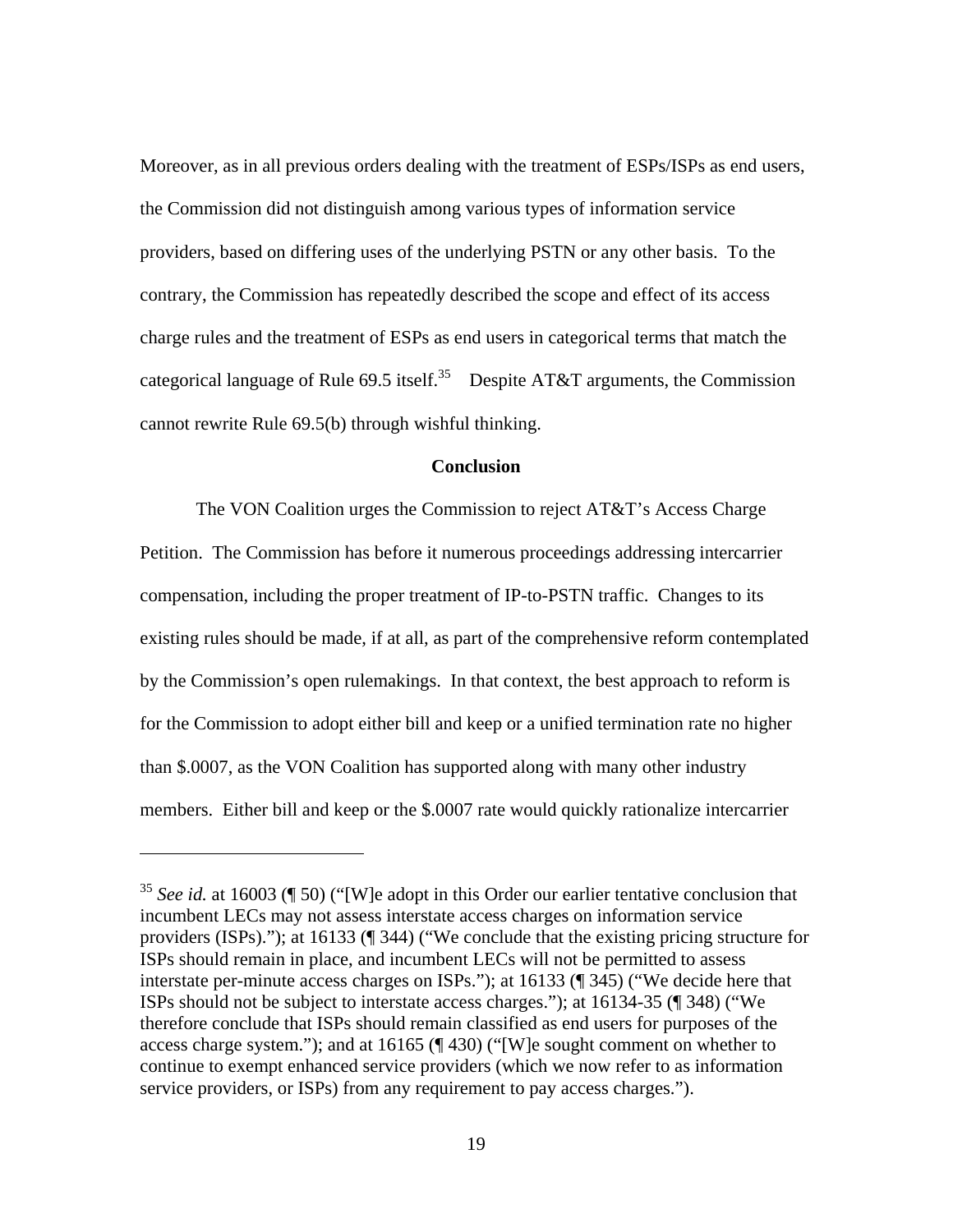Moreover, as in all previous orders dealing with the treatment of ESPs/ISPs as end users, the Commission did not distinguish among various types of information service providers, based on differing uses of the underlying PSTN or any other basis. To the contrary, the Commission has repeatedly described the scope and effect of its access charge rules and the treatment of ESPs as end users in categorical terms that match the categorical language of Rule 69.5 itself.[35] Despite AT&T arguments, the Commission cannot rewrite Rule 69.5(b) through wishful thinking.

**Conclusion**

The VON Coalition urges the Commission to reject AT&T's Access Charge Petition. The Commission has before it numerous proceedings addressing intercarrier compensation, including the proper treatment of IP-to-PSTN traffic. Changes to its existing rules should be made, if at all, as part of the comprehensive reform contemplated by the Commission's open rulemakings. In that context, the best approach to reform is for the Commission to adopt either bill and keep or a unified termination rate no higher than $.0007, as the VON Coalition has supported along with many other industry members. Either bill and keep or the $.0007 rate would quickly rationalize intercarrier

---

[35] *See id.* at 16003 (¶ 50) ("[W]e adopt in this Order our earlier tentative conclusion that incumbent LECs may not assess interstate access charges on information service providers (ISPs)."); at 16133 (¶ 344) ("We conclude that the existing pricing structure for ISPs should remain in place, and incumbent LECs will not be permitted to assess interstate per-minute access charges on ISPs."); at 16133 (¶ 345) ("We decide here that ISPs should not be subject to interstate access charges."); at 16134-35 (¶ 348) ("We therefore conclude that ISPs should remain classified as end users for purposes of the access charge system."); and at 16165 (¶ 430) ("[W]e sought comment on whether to continue to exempt enhanced service providers (which we now refer to as information service providers, or ISPs) from any requirement to pay access charges.").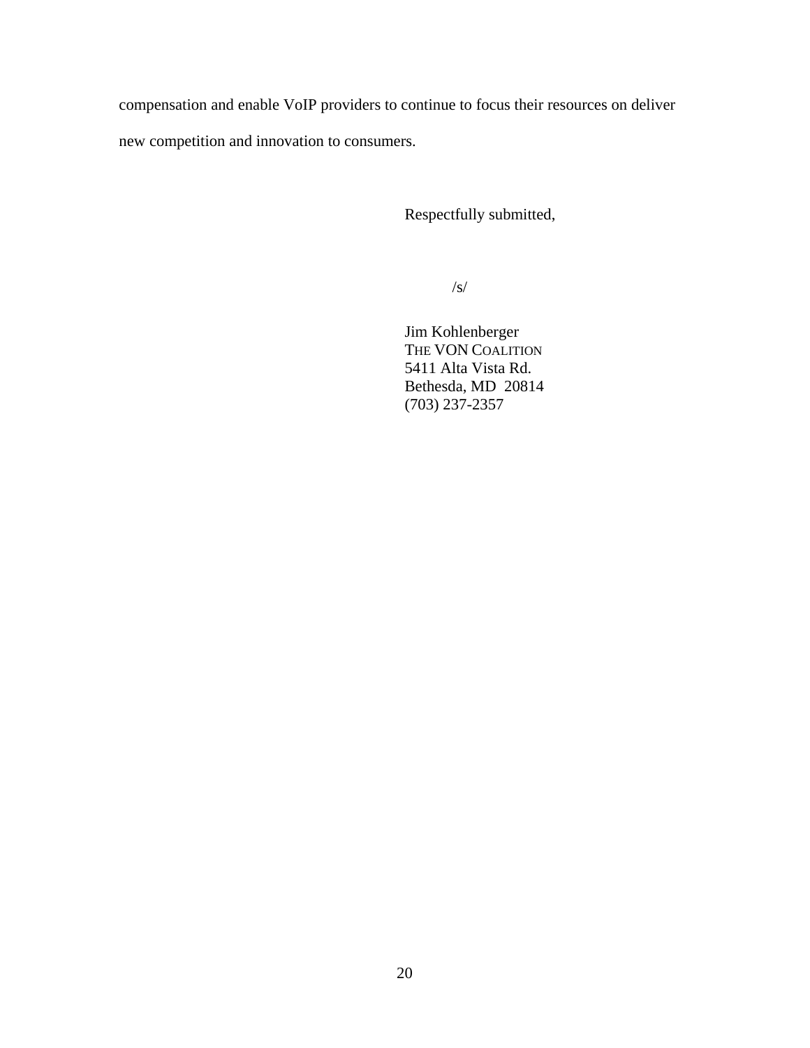compensation and enable VoIP providers to continue to focus their resources on deliver new competition and innovation to consumers.

Respectfully submitted,

/s/

Jim Kohlenberger  
THE VON COALITION  
5411 Alta Vista Rd.  
Bethesda, MD 20814  
(703) 237-2357